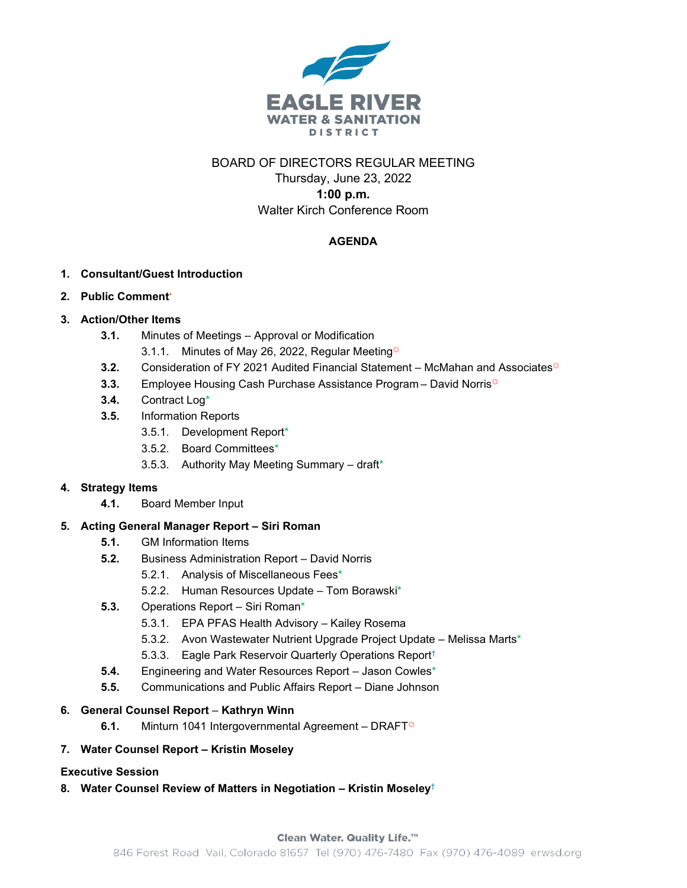EAGLE RIVER
WATER & SANITATION
DISTRICT

BOARD OF DIRECTORS REGULAR MEETING
Thursday, June 23, 2022
**1:00 p.m.**
Walter Kirch Conference Room

**AGENDA**

1. **Consultant/Guest Introduction**
2. **Public Comment***
3. **Action/Other Items**
   - **3.1.** Minutes of Meetings – Approval or Modification
     - 3.1.1. Minutes of May 26, 2022, Regular Meeting☼
   - **3.2.** Consideration of FY 2021 Audited Financial Statement – McMahan and Associates☼
   - **3.3.** Employee Housing Cash Purchase Assistance Program – David Norris☼
   - **3.4.** Contract Log*
   - **3.5.** Information Reports
     - 3.5.1. Development Report*
     - 3.5.2. Board Committees*
     - 3.5.3. Authority May Meeting Summary – draft*
4. **Strategy Items**
   - **4.1.** Board Member Input
5. **Acting General Manager Report – Siri Roman**
   - **5.1.** GM Information Items
   - **5.2.** Business Administration Report – David Norris
     - 5.2.1. Analysis of Miscellaneous Fees*
     - 5.2.2. Human Resources Update – Tom Borawski*
   - **5.3.** Operations Report – Siri Roman*
     - 5.3.1. EPA PFAS Health Advisory – Kailey Rosema
     - 5.3.2. Avon Wastewater Nutrient Upgrade Project Update – Melissa Marts*
     - 5.3.3. Eagle Park Reservoir Quarterly Operations Report†
   - **5.4.** Engineering and Water Resources Report – Jason Cowles*
   - **5.5.** Communications and Public Affairs Report – Diane Johnson
6. **General Counsel Report – Kathryn Winn**
   - **6.1.** Minturn 1041 Intergovernmental Agreement – DRAFT☼
7. **Water Counsel Report – Kristin Moseley**

**Executive Session**

8. **Water Counsel Review of Matters in Negotiation – Kristin Moseley†**

Clean Water. Quality Life.™
846 Forest Road Vail, Colorado 81657 Tel (970) 476-7480 Fax (970) 476-4089 erwsd.org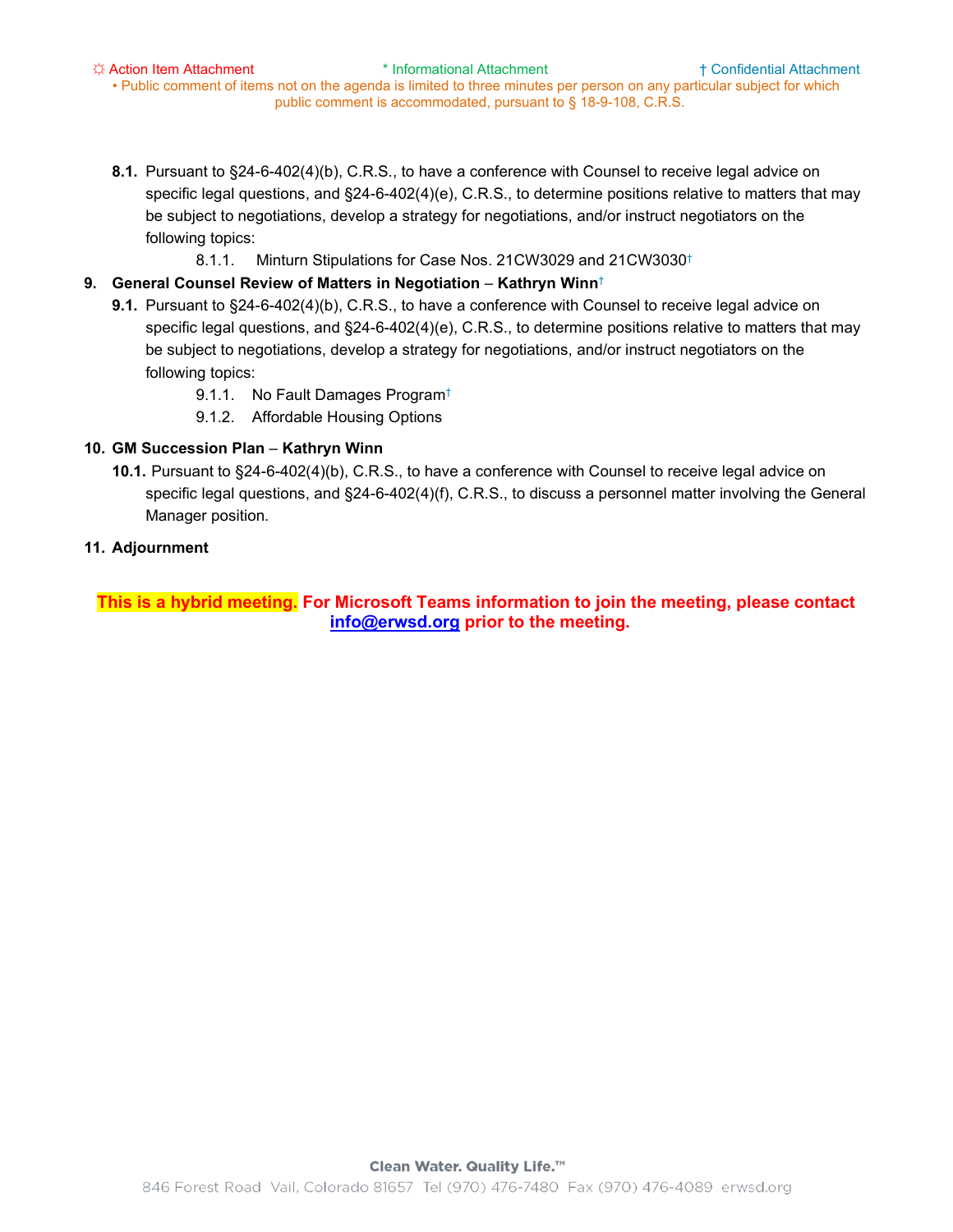☼ Action Item Attachment * Informational Attachment † Confidential Attachment

• Public comment of items not on the agenda is limited to three minutes per person on any particular subject for which public comment is accommodated, pursuant to § 18-9-108, C.R.S.

**8.1.** Pursuant to §24-6-402(4)(b), C.R.S., to have a conference with Counsel to receive legal advice on specific legal questions, and §24-6-402(4)(e), C.R.S., to determine positions relative to matters that may be subject to negotiations, develop a strategy for negotiations, and/or instruct negotiators on the following topics:

8.1.1. Minturn Stipulations for Case Nos. 21CW3029 and 21CW3030†

**9. General Counsel Review of Matters in Negotiation – Kathryn Winn†**

**9.1.** Pursuant to §24-6-402(4)(b), C.R.S., to have a conference with Counsel to receive legal advice on specific legal questions, and §24-6-402(4)(e), C.R.S., to determine positions relative to matters that may be subject to negotiations, develop a strategy for negotiations, and/or instruct negotiators on the following topics:

9.1.1. No Fault Damages Program†

9.1.2. Affordable Housing Options

**10. GM Succession Plan – Kathryn Winn**

**10.1.** Pursuant to §24-6-402(4)(b), C.R.S., to have a conference with Counsel to receive legal advice on specific legal questions, and §24-6-402(4)(f), C.R.S., to discuss a personnel matter involving the General Manager position.

**11. Adjournment**

**This is a hybrid meeting. For Microsoft Teams information to join the meeting, please contact info@erwsd.org prior to the meeting.**

Clean Water. Quality Life.™

846 Forest Road Vail, Colorado 81657 Tel (970) 476-7480 Fax (970) 476-4089 erwsd.org